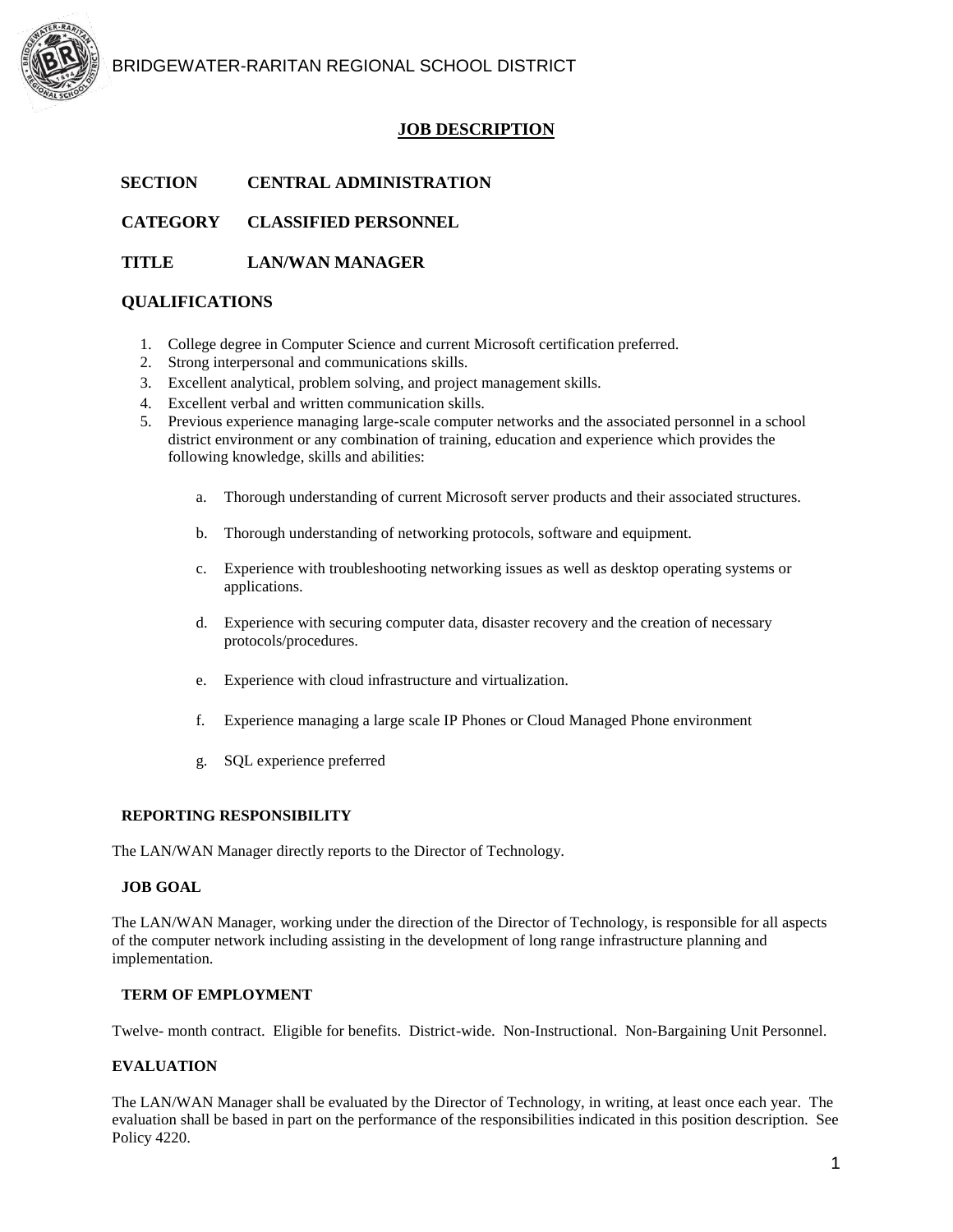BRIDGEWATER-RARITAN REGIONAL SCHOOL DISTRICT

# JOB DESCRIPTION

**SECTION** **CENTRAL ADMINISTRATION**

**CATEGORY** **CLASSIFIED PERSONNEL**

**TITLE** **LAN/WAN MANAGER**

## QUALIFICATIONS

1. College degree in Computer Science and current Microsoft certification preferred.
2. Strong interpersonal and communications skills.
3. Excellent analytical, problem solving, and project management skills.
4. Excellent verbal and written communication skills.
5. Previous experience managing large-scale computer networks and the associated personnel in a school district environment or any combination of training, education and experience which provides the following knowledge, skills and abilities:

    a. Thorough understanding of current Microsoft server products and their associated structures.

    b. Thorough understanding of networking protocols, software and equipment.

    c. Experience with troubleshooting networking issues as well as desktop operating systems or applications.

    d. Experience with securing computer data, disaster recovery and the creation of necessary protocols/procedures.

    e. Experience with cloud infrastructure and virtualization.

    f. Experience managing a large scale IP Phones or Cloud Managed Phone environment

    g. SQL experience preferred

### REPORTING RESPONSIBILITY

The LAN/WAN Manager directly reports to the Director of Technology.

### JOB GOAL

The LAN/WAN Manager, working under the direction of the Director of Technology, is responsible for all aspects of the computer network including assisting in the development of long range infrastructure planning and implementation.

### TERM OF EMPLOYMENT

Twelve- month contract. Eligible for benefits. District-wide. Non-Instructional. Non-Bargaining Unit Personnel.

### EVALUATION

The LAN/WAN Manager shall be evaluated by the Director of Technology, in writing, at least once each year. The evaluation shall be based in part on the performance of the responsibilities indicated in this position description. See Policy 4220.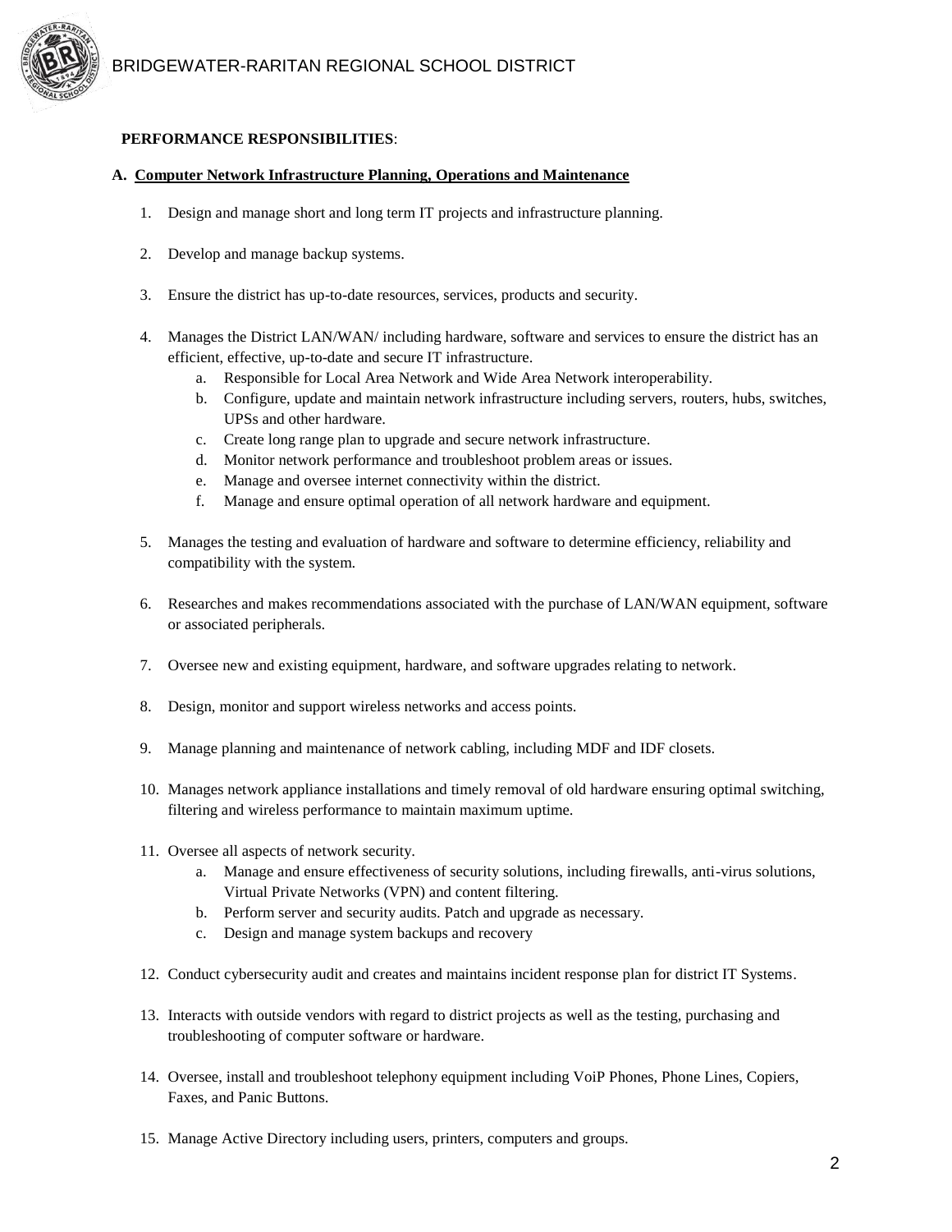**PERFORMANCE RESPONSIBILITIES**:

**A. Computer Network Infrastructure Planning, Operations and Maintenance**

1. Design and manage short and long term IT projects and infrastructure planning.

2. Develop and manage backup systems.

3. Ensure the district has up-to-date resources, services, products and security.

4. Manages the District LAN/WAN/ including hardware, software and services to ensure the district has an efficient, effective, up-to-date and secure IT infrastructure.
   a. Responsible for Local Area Network and Wide Area Network interoperability.
   b. Configure, update and maintain network infrastructure including servers, routers, hubs, switches, UPSs and other hardware.
   c. Create long range plan to upgrade and secure network infrastructure.
   d. Monitor network performance and troubleshoot problem areas or issues.
   e. Manage and oversee internet connectivity within the district.
   f. Manage and ensure optimal operation of all network hardware and equipment.

5. Manages the testing and evaluation of hardware and software to determine efficiency, reliability and compatibility with the system.

6. Researches and makes recommendations associated with the purchase of LAN/WAN equipment, software or associated peripherals.

7. Oversee new and existing equipment, hardware, and software upgrades relating to network.

8. Design, monitor and support wireless networks and access points.

9. Manage planning and maintenance of network cabling, including MDF and IDF closets.

10. Manages network appliance installations and timely removal of old hardware ensuring optimal switching, filtering and wireless performance to maintain maximum uptime.

11. Oversee all aspects of network security.
    a. Manage and ensure effectiveness of security solutions, including firewalls, anti-virus solutions, Virtual Private Networks (VPN) and content filtering.
    b. Perform server and security audits. Patch and upgrade as necessary.
    c. Design and manage system backups and recovery

12. Conduct cybersecurity audit and creates and maintains incident response plan for district IT Systems.

13. Interacts with outside vendors with regard to district projects as well as the testing, purchasing and troubleshooting of computer software or hardware.

14. Oversee, install and troubleshoot telephony equipment including VoiP Phones, Phone Lines, Copiers, Faxes, and Panic Buttons.

15. Manage Active Directory including users, printers, computers and groups.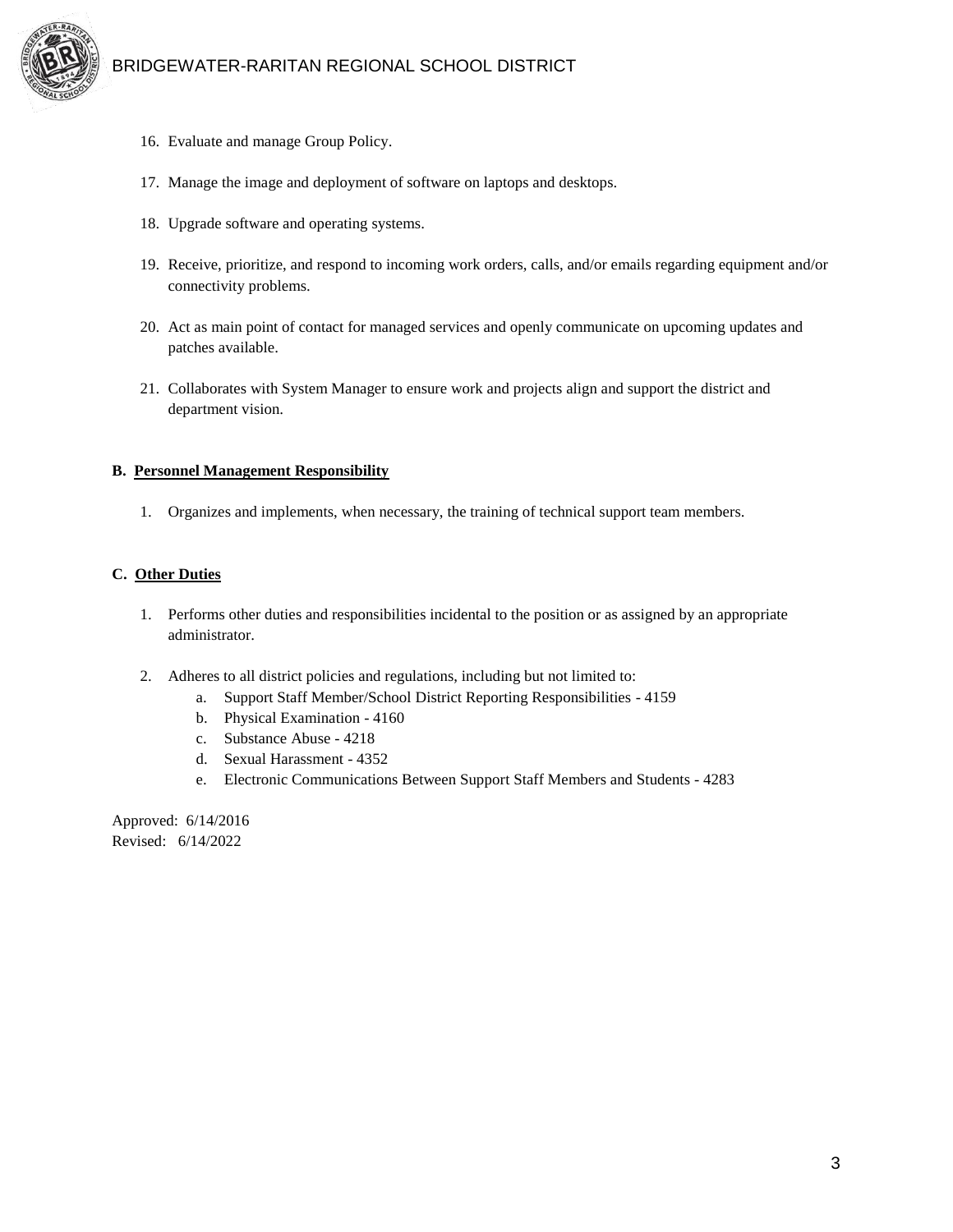16. Evaluate and manage Group Policy.

17. Manage the image and deployment of software on laptops and desktops.

18. Upgrade software and operating systems.

19. Receive, prioritize, and respond to incoming work orders, calls, and/or emails regarding equipment and/or connectivity problems.

20. Act as main point of contact for managed services and openly communicate on upcoming updates and patches available.

21. Collaborates with System Manager to ensure work and projects align and support the district and department vision.

**B. Personnel Management Responsibility**

1. Organizes and implements, when necessary, the training of technical support team members.

**C. Other Duties**

1. Performs other duties and responsibilities incidental to the position or as assigned by an appropriate administrator.

2. Adheres to all district policies and regulations, including but not limited to:
    a. Support Staff Member/School District Reporting Responsibilities - 4159
    b. Physical Examination - 4160
    c. Substance Abuse - 4218
    d. Sexual Harassment - 4352
    e. Electronic Communications Between Support Staff Members and Students - 4283

Approved: 6/14/2016
Revised: 6/14/2022